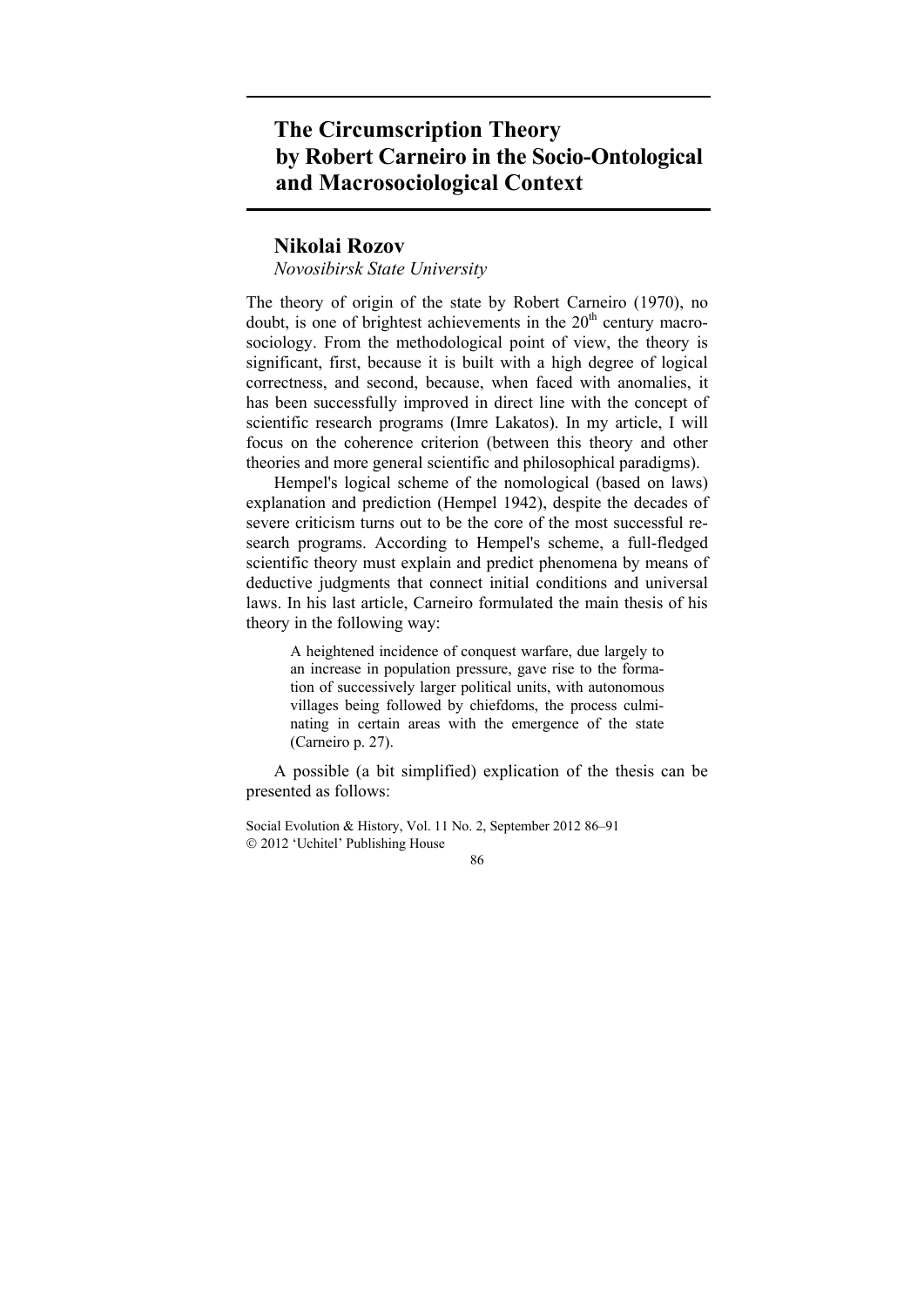# The Circumscription Theory by Robert Carneiro in the Socio-Ontological and Macrosociological Context

## Nikolai Rozov

*Novosibirsk State University*

The theory of origin of the state by Robert Carneiro (1970), no doubt, is one of brightest achievements in the 20th century macrosociology. From the methodological point of view, the theory is significant, first, because it is built with a high degree of logical correctness, and second, because, when faced with anomalies, it has been successfully improved in direct line with the concept of scientific research programs (Imre Lakatos). In my article, I will focus on the coherence criterion (between this theory and other theories and more general scientific and philosophical paradigms).

Hempel's logical scheme of the nomological (based on laws) explanation and prediction (Hempel 1942), despite the decades of severe criticism turns out to be the core of the most successful research programs. According to Hempel's scheme, a full-fledged scientific theory must explain and predict phenomena by means of deductive judgments that connect initial conditions and universal laws. In his last article, Carneiro formulated the main thesis of his theory in the following way:

> A heightened incidence of conquest warfare, due largely to an increase in population pressure, gave rise to the formation of successively larger political units, with autonomous villages being followed by chiefdoms, the process culminating in certain areas with the emergence of the state (Carneiro p. 27).

A possible (a bit simplified) explication of the thesis can be presented as follows: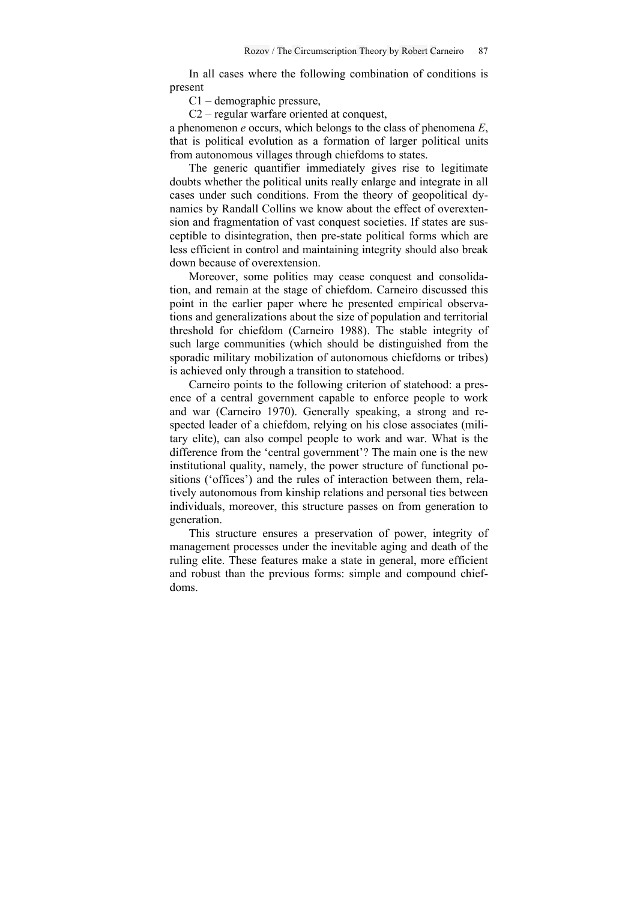In all cases where the following combination of conditions is present

C1 – demographic pressure,

C2 – regular warfare oriented at conquest,

a phenomenon *e* occurs, which belongs to the class of phenomena *E*, that is political evolution as a formation of larger political units from autonomous villages through chiefdoms to states.

The generic quantifier immediately gives rise to legitimate doubts whether the political units really enlarge and integrate in all cases under such conditions. From the theory of geopolitical dynamics by Randall Collins we know about the effect of overextension and fragmentation of vast conquest societies. If states are susceptible to disintegration, then pre-state political forms which are less efficient in control and maintaining integrity should also break down because of overextension.

Moreover, some polities may cease conquest and consolidation, and remain at the stage of chiefdom. Carneiro discussed this point in the earlier paper where he presented empirical observations and generalizations about the size of population and territorial threshold for chiefdom (Carneiro 1988). The stable integrity of such large communities (which should be distinguished from the sporadic military mobilization of autonomous chiefdoms or tribes) is achieved only through a transition to statehood.

Carneiro points to the following criterion of statehood: a presence of a central government capable to enforce people to work and war (Carneiro 1970). Generally speaking, a strong and respected leader of a chiefdom, relying on his close associates (military elite), can also compel people to work and war. What is the difference from the 'central government'? The main one is the new institutional quality, namely, the power structure of functional positions ('offices') and the rules of interaction between them, relatively autonomous from kinship relations and personal ties between individuals, moreover, this structure passes on from generation to generation.

This structure ensures a preservation of power, integrity of management processes under the inevitable aging and death of the ruling elite. These features make a state in general, more efficient and robust than the previous forms: simple and compound chiefdoms.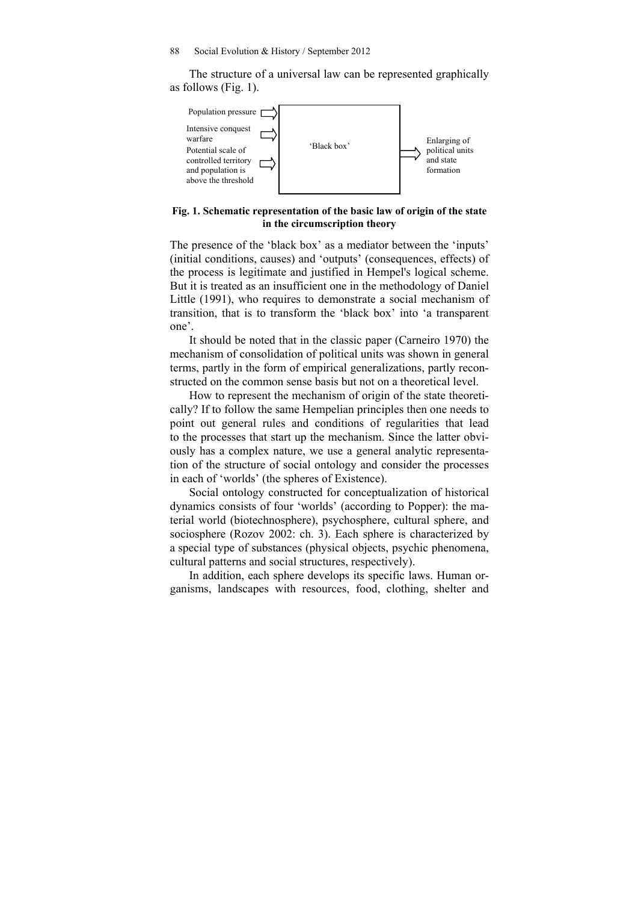The structure of a universal law can be represented graphically as follows (Fig. 1).

Population pressure

Intensive conquest warfare

Potential scale of controlled territory and population is above the threshold

'Black box'

Enlarging of political units and state formation

**Fig. 1. Schematic representation of the basic law of origin of the state in the circumscription theory**

The presence of the 'black box' as a mediator between the 'inputs' (initial conditions, causes) and 'outputs' (consequences, effects) of the process is legitimate and justified in Hempel's logical scheme. But it is treated as an insufficient one in the methodology of Daniel Little (1991), who requires to demonstrate a social mechanism of transition, that is to transform the 'black box' into 'a transparent one'.

It should be noted that in the classic paper (Carneiro 1970) the mechanism of consolidation of political units was shown in general terms, partly in the form of empirical generalizations, partly reconstructed on the common sense basis but not on a theoretical level.

How to represent the mechanism of origin of the state theoretically? If to follow the same Hempelian principles then one needs to point out general rules and conditions of regularities that lead to the processes that start up the mechanism. Since the latter obviously has a complex nature, we use a general analytic representation of the structure of social ontology and consider the processes in each of 'worlds' (the spheres of Existence).

Social ontology constructed for conceptualization of historical dynamics consists of four 'worlds' (according to Popper): the material world (biotechnosphere), psychosphere, cultural sphere, and sociosphere (Rozov 2002: ch. 3). Each sphere is characterized by a special type of substances (physical objects, psychic phenomena, cultural patterns and social structures, respectively).

In addition, each sphere develops its specific laws. Human organisms, landscapes with resources, food, clothing, shelter and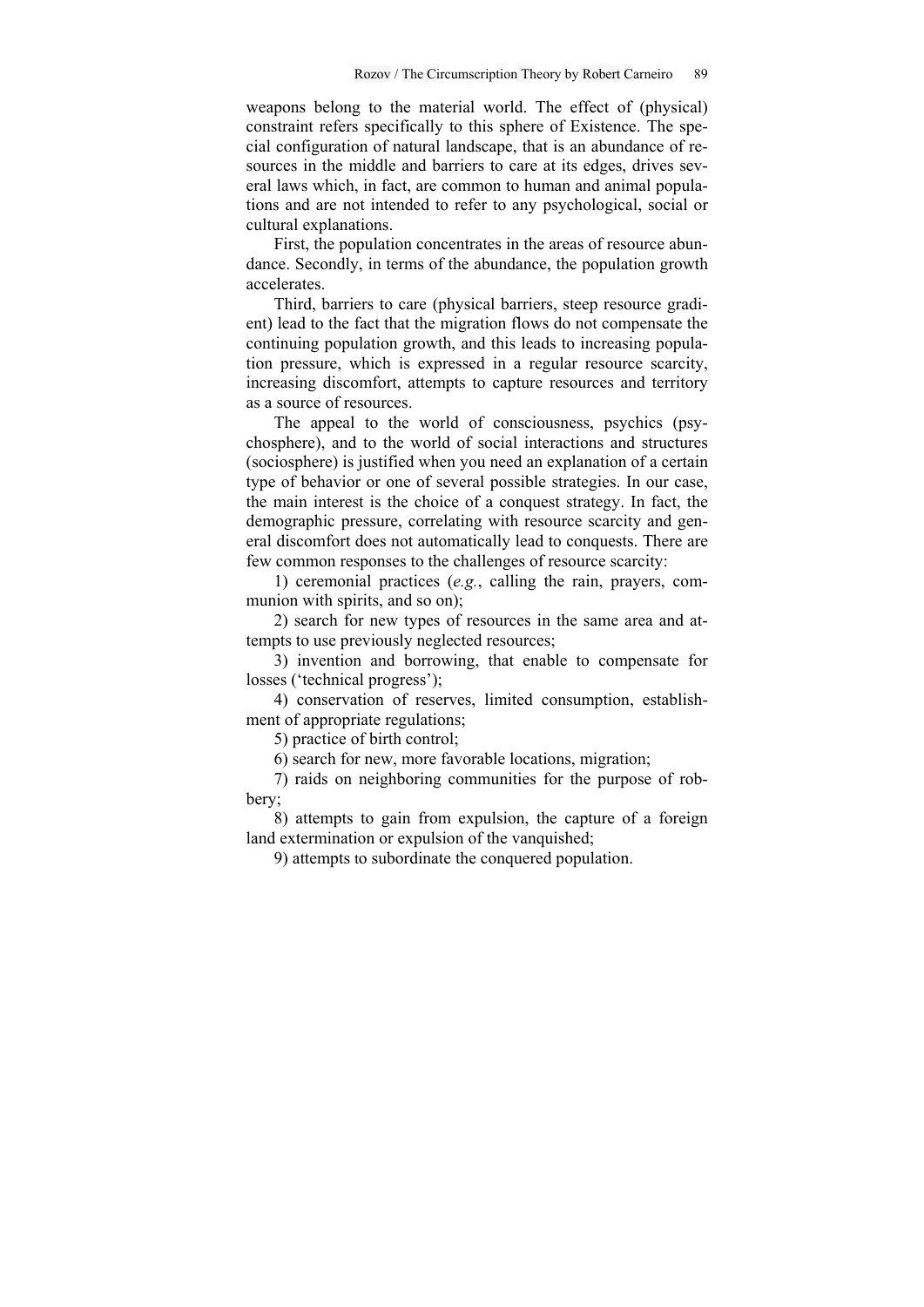weapons belong to the material world. The effect of (physical) constraint refers specifically to this sphere of Existence. The special configuration of natural landscape, that is an abundance of resources in the middle and barriers to care at its edges, drives several laws which, in fact, are common to human and animal populations and are not intended to refer to any psychological, social or cultural explanations.

First, the population concentrates in the areas of resource abundance. Secondly, in terms of the abundance, the population growth accelerates.

Third, barriers to care (physical barriers, steep resource gradient) lead to the fact that the migration flows do not compensate the continuing population growth, and this leads to increasing population pressure, which is expressed in a regular resource scarcity, increasing discomfort, attempts to capture resources and territory as a source of resources.

The appeal to the world of consciousness, psychics (psychosphere), and to the world of social interactions and structures (sociosphere) is justified when you need an explanation of a certain type of behavior or one of several possible strategies. In our case, the main interest is the choice of a conquest strategy. In fact, the demographic pressure, correlating with resource scarcity and general discomfort does not automatically lead to conquests. There are few common responses to the challenges of resource scarcity:

1) ceremonial practices (*e.g.*, calling the rain, prayers, communion with spirits, and so on);

2) search for new types of resources in the same area and attempts to use previously neglected resources;

3) invention and borrowing, that enable to compensate for losses ('technical progress');

4) conservation of reserves, limited consumption, establishment of appropriate regulations;

5) practice of birth control;

6) search for new, more favorable locations, migration;

7) raids on neighboring communities for the purpose of robbery;

8) attempts to gain from expulsion, the capture of a foreign land extermination or expulsion of the vanquished;

9) attempts to subordinate the conquered population.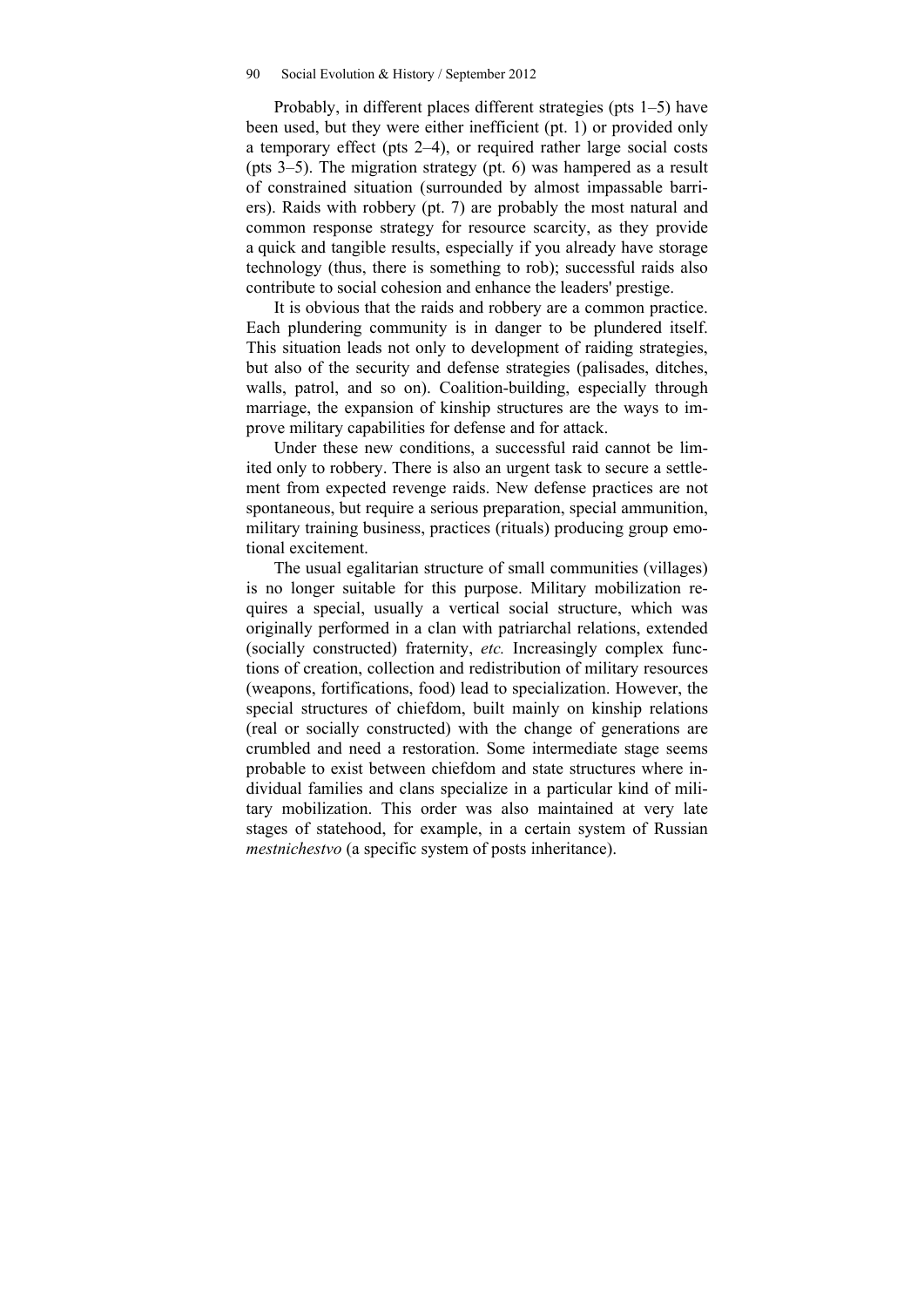Probably, in different places different strategies (pts 1–5) have been used, but they were either inefficient (pt. 1) or provided only a temporary effect (pts 2–4), or required rather large social costs (pts 3–5). The migration strategy (pt. 6) was hampered as a result of constrained situation (surrounded by almost impassable barriers). Raids with robbery (pt. 7) are probably the most natural and common response strategy for resource scarcity, as they provide a quick and tangible results, especially if you already have storage technology (thus, there is something to rob); successful raids also contribute to social cohesion and enhance the leaders' prestige.

It is obvious that the raids and robbery are a common practice. Each plundering community is in danger to be plundered itself. This situation leads not only to development of raiding strategies, but also of the security and defense strategies (palisades, ditches, walls, patrol, and so on). Coalition-building, especially through marriage, the expansion of kinship structures are the ways to improve military capabilities for defense and for attack.

Under these new conditions, a successful raid cannot be limited only to robbery. There is also an urgent task to secure a settlement from expected revenge raids. New defense practices are not spontaneous, but require a serious preparation, special ammunition, military training business, practices (rituals) producing group emotional excitement.

The usual egalitarian structure of small communities (villages) is no longer suitable for this purpose. Military mobilization requires a special, usually a vertical social structure, which was originally performed in a clan with patriarchal relations, extended (socially constructed) fraternity, *etc.* Increasingly complex functions of creation, collection and redistribution of military resources (weapons, fortifications, food) lead to specialization. However, the special structures of chiefdom, built mainly on kinship relations (real or socially constructed) with the change of generations are crumbled and need a restoration. Some intermediate stage seems probable to exist between chiefdom and state structures where individual families and clans specialize in a particular kind of military mobilization. This order was also maintained at very late stages of statehood, for example, in a certain system of Russian *mestnichestvo* (a specific system of posts inheritance).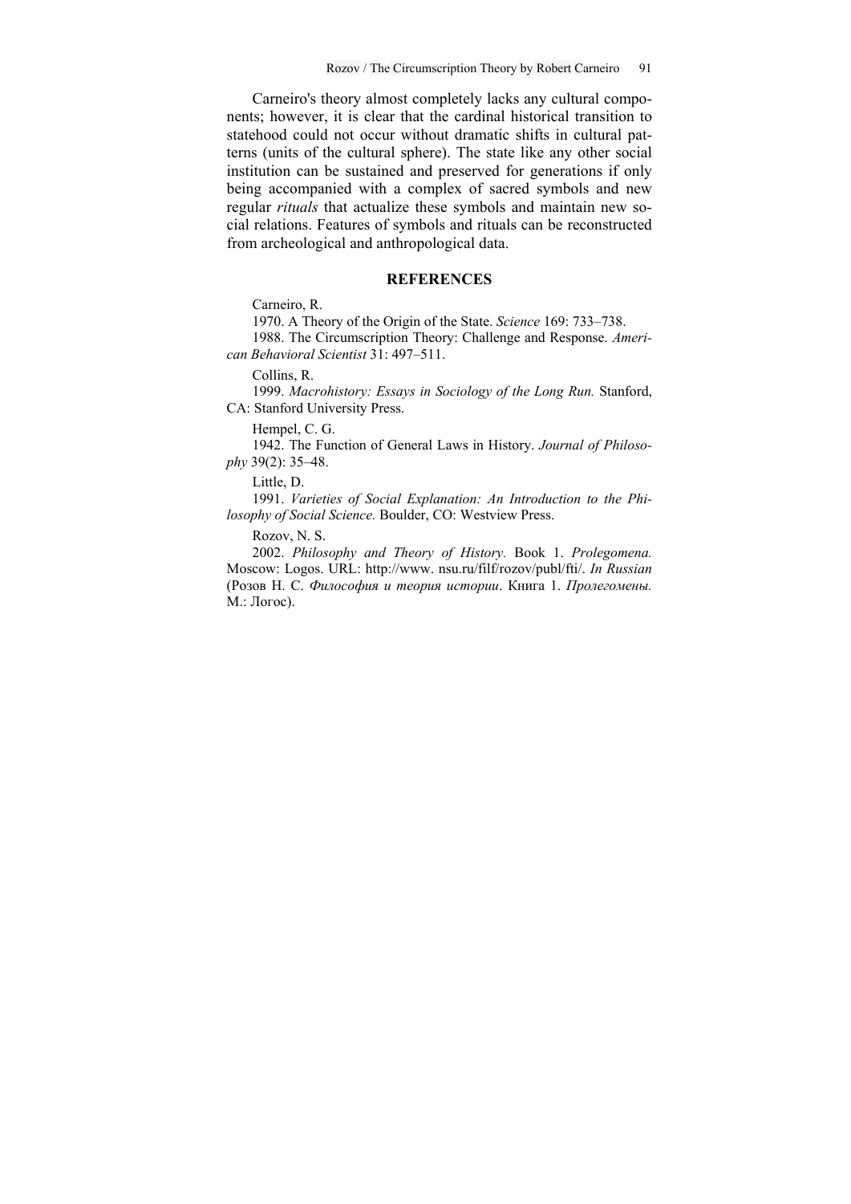Carneiro's theory almost completely lacks any cultural components; however, it is clear that the cardinal historical transition to statehood could not occur without dramatic shifts in cultural patterns (units of the cultural sphere). The state like any other social institution can be sustained and preserved for generations if only being accompanied with a complex of sacred symbols and new regular *rituals* that actualize these symbols and maintain new social relations. Features of symbols and rituals can be reconstructed from archeological and anthropological data.

## REFERENCES

Carneiro, R.

1970. A Theory of the Origin of the State. *Science* 169: 733–738.

1988. The Circumscription Theory: Challenge and Response. *American Behavioral Scientist* 31: 497–511.

Collins, R.

1999. *Macrohistory: Essays in Sociology of the Long Run.* Stanford, CA: Stanford University Press.

Hempel, C. G.

1942. The Function of General Laws in History. *Journal of Philosophy* 39(2): 35–48.

Little, D.

1991. *Varieties of Social Explanation: An Introduction to the Philosophy of Social Science.* Boulder, CO: Westview Press.

Rozov, N. S.

2002. *Philosophy and Theory of History.* Book 1. *Prolegomena.* Moscow: Logos. URL: http://www. nsu.ru/filf/rozov/publ/fti/. *In Russian* (Розов Н. С. *Философия и теория истории*. Книга 1. *Пролегомены.* М.: Логос).